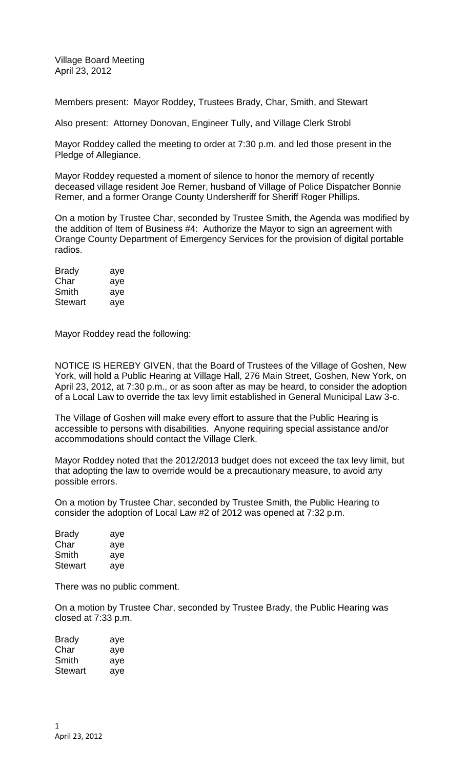Village Board Meeting
April 23, 2012

Members present: Mayor Roddey, Trustees Brady, Char, Smith, and Stewart

Also present: Attorney Donovan, Engineer Tully, and Village Clerk Strobl

Mayor Roddey called the meeting to order at 7:30 p.m. and led those present in the Pledge of Allegiance.

Mayor Roddey requested a moment of silence to honor the memory of recently deceased village resident Joe Remer, husband of Village of Police Dispatcher Bonnie Remer, and a former Orange County Undersheriff for Sheriff Roger Phillips.

On a motion by Trustee Char, seconded by Trustee Smith, the Agenda was modified by the addition of Item of Business #4: Authorize the Mayor to sign an agreement with Orange County Department of Emergency Services for the provision of digital portable radios.

| | |
|---|---|
| Brady | aye |
| Char | aye |
| Smith | aye |
| Stewart | aye |

Mayor Roddey read the following:

NOTICE IS HEREBY GIVEN, that the Board of Trustees of the Village of Goshen, New York, will hold a Public Hearing at Village Hall, 276 Main Street, Goshen, New York, on April 23, 2012, at 7:30 p.m., or as soon after as may be heard, to consider the adoption of a Local Law to override the tax levy limit established in General Municipal Law 3-c.

The Village of Goshen will make every effort to assure that the Public Hearing is accessible to persons with disabilities. Anyone requiring special assistance and/or accommodations should contact the Village Clerk.

Mayor Roddey noted that the 2012/2013 budget does not exceed the tax levy limit, but that adopting the law to override would be a precautionary measure, to avoid any possible errors.

On a motion by Trustee Char, seconded by Trustee Smith, the Public Hearing to consider the adoption of Local Law #2 of 2012 was opened at 7:32 p.m.

| | |
|---|---|
| Brady | aye |
| Char | aye |
| Smith | aye |
| Stewart | aye |

There was no public comment.

On a motion by Trustee Char, seconded by Trustee Brady, the Public Hearing was closed at 7:33 p.m.

| | |
|---|---|
| Brady | aye |
| Char | aye |
| Smith | aye |
| Stewart | aye |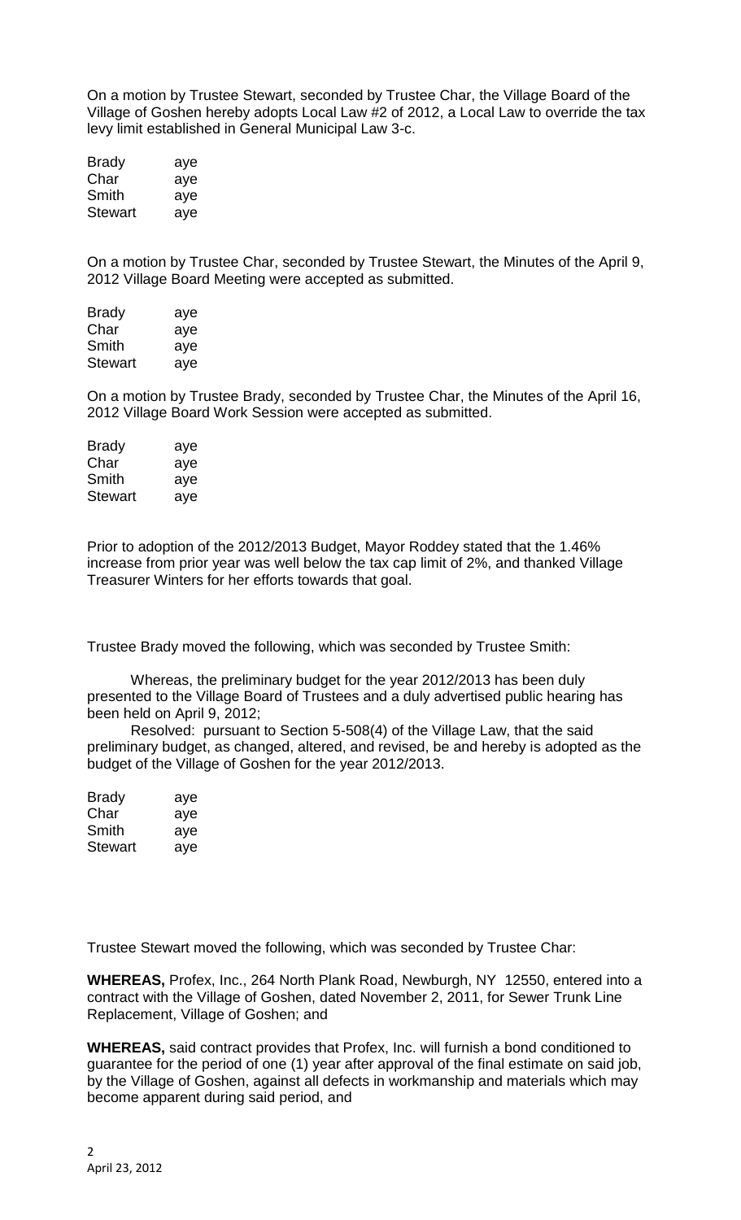On a motion by Trustee Stewart, seconded by Trustee Char, the Village Board of the Village of Goshen hereby adopts Local Law #2 of 2012, a Local Law to override the tax levy limit established in General Municipal Law 3-c.

| | |
|---|---|
| Brady | aye |
| Char | aye |
| Smith | aye |
| Stewart | aye |

On a motion by Trustee Char, seconded by Trustee Stewart, the Minutes of the April 9, 2012 Village Board Meeting were accepted as submitted.

| | |
|---|---|
| Brady | aye |
| Char | aye |
| Smith | aye |
| Stewart | aye |

On a motion by Trustee Brady, seconded by Trustee Char, the Minutes of the April 16, 2012 Village Board Work Session were accepted as submitted.

| | |
|---|---|
| Brady | aye |
| Char | aye |
| Smith | aye |
| Stewart | aye |

Prior to adoption of the 2012/2013 Budget, Mayor Roddey stated that the 1.46% increase from prior year was well below the tax cap limit of 2%, and thanked Village Treasurer Winters for her efforts towards that goal.

Trustee Brady moved the following, which was seconded by Trustee Smith:

Whereas, the preliminary budget for the year 2012/2013 has been duly presented to the Village Board of Trustees and a duly advertised public hearing has been held on April 9, 2012;

Resolved: pursuant to Section 5-508(4) of the Village Law, that the said preliminary budget, as changed, altered, and revised, be and hereby is adopted as the budget of the Village of Goshen for the year 2012/2013.

| | |
|---|---|
| Brady | aye |
| Char | aye |
| Smith | aye |
| Stewart | aye |

Trustee Stewart moved the following, which was seconded by Trustee Char:

**WHEREAS,** Profex, Inc., 264 North Plank Road, Newburgh, NY 12550, entered into a contract with the Village of Goshen, dated November 2, 2011, for Sewer Trunk Line Replacement, Village of Goshen; and

**WHEREAS,** said contract provides that Profex, Inc. will furnish a bond conditioned to guarantee for the period of one (1) year after approval of the final estimate on said job, by the Village of Goshen, against all defects in workmanship and materials which may become apparent during said period, and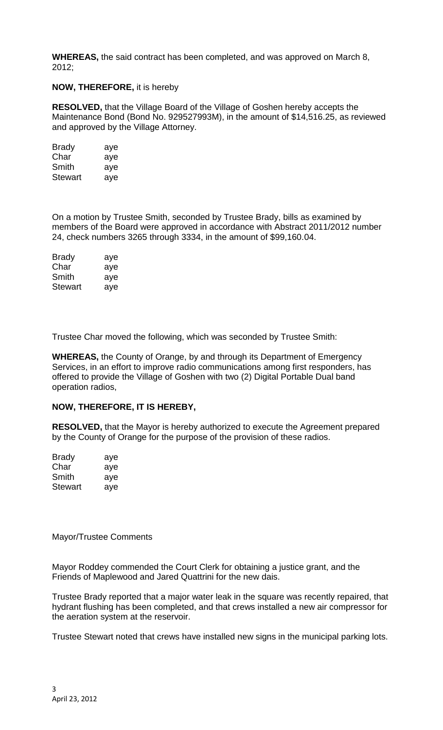**WHEREAS,** the said contract has been completed, and was approved on March 8, 2012;

**NOW, THEREFORE,** it is hereby

**RESOLVED,** that the Village Board of the Village of Goshen hereby accepts the Maintenance Bond (Bond No. 929527993M), in the amount of $14,516.25, as reviewed and approved by the Village Attorney.

| | |
|---|---|
| Brady | aye |
| Char | aye |
| Smith | aye |
| Stewart | aye |

On a motion by Trustee Smith, seconded by Trustee Brady, bills as examined by members of the Board were approved in accordance with Abstract 2011/2012 number 24, check numbers 3265 through 3334, in the amount of $99,160.04.

| | |
|---|---|
| Brady | aye |
| Char | aye |
| Smith | aye |
| Stewart | aye |

Trustee Char moved the following, which was seconded by Trustee Smith:

**WHEREAS,** the County of Orange, by and through its Department of Emergency Services, in an effort to improve radio communications among first responders, has offered to provide the Village of Goshen with two (2) Digital Portable Dual band operation radios,

**NOW, THEREFORE, IT IS HEREBY,**

**RESOLVED,** that the Mayor is hereby authorized to execute the Agreement prepared by the County of Orange for the purpose of the provision of these radios.

| | |
|---|---|
| Brady | aye |
| Char | aye |
| Smith | aye |
| Stewart | aye |

Mayor/Trustee Comments

Mayor Roddey commended the Court Clerk for obtaining a justice grant, and the Friends of Maplewood and Jared Quattrini for the new dais.

Trustee Brady reported that a major water leak in the square was recently repaired, that hydrant flushing has been completed, and that crews installed a new air compressor for the aeration system at the reservoir.

Trustee Stewart noted that crews have installed new signs in the municipal parking lots.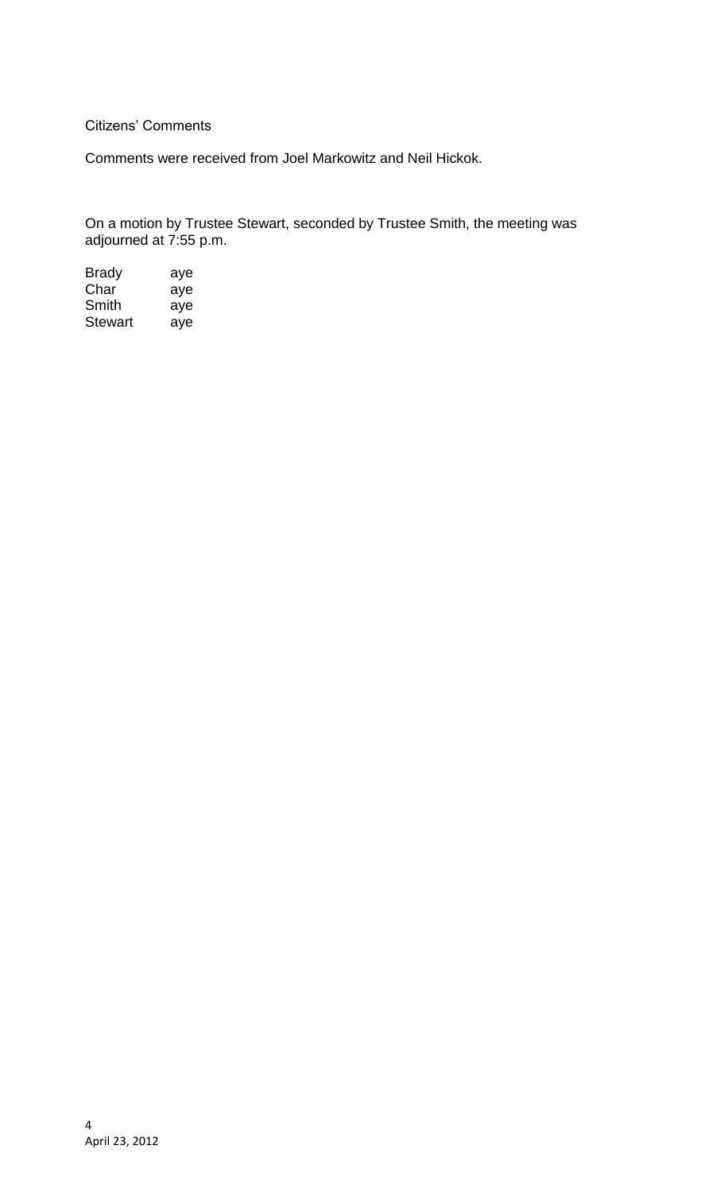Citizens' Comments

Comments were received from Joel Markowitz and Neil Hickok.

On a motion by Trustee Stewart, seconded by Trustee Smith, the meeting was adjourned at 7:55 p.m.

| | |
|---|---|
| Brady | aye |
| Char | aye |
| Smith | aye |
| Stewart | aye |